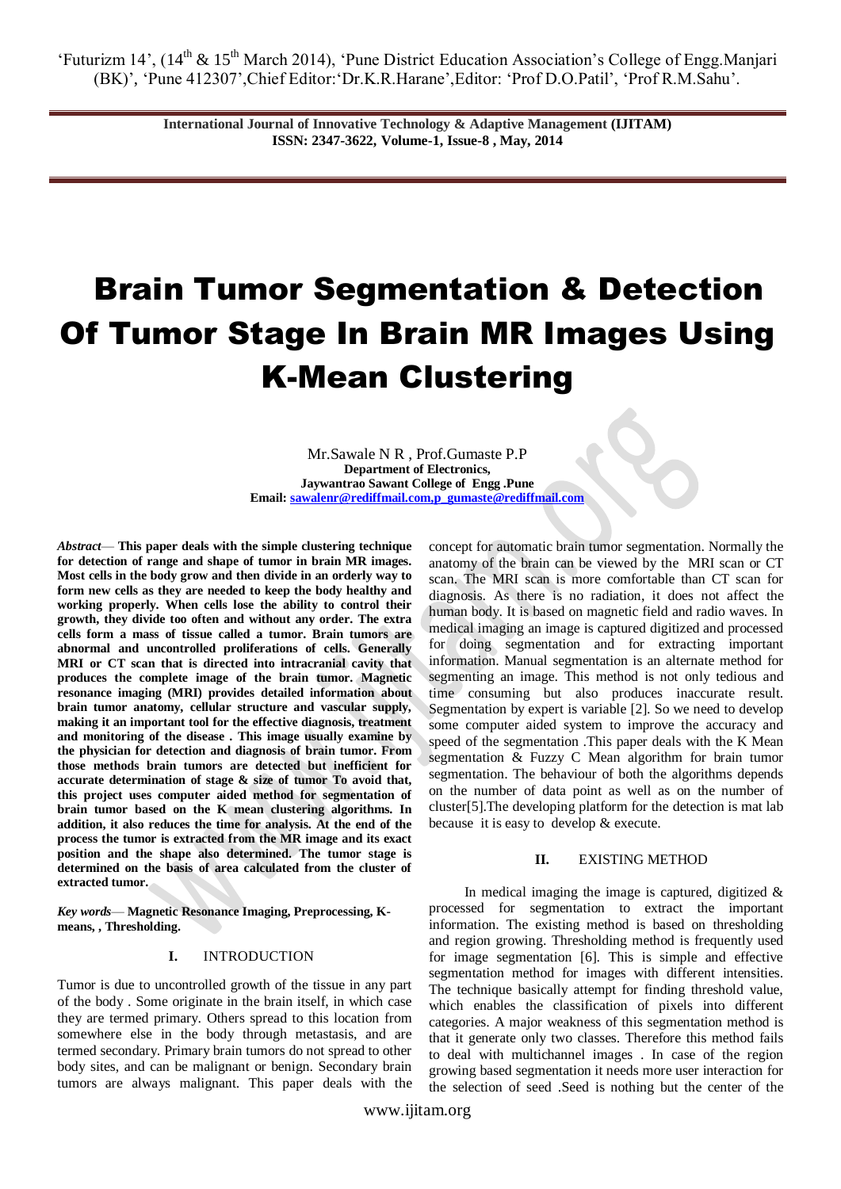# Brain Tumor Segmentation & Detection Of Tumor Stage In Brain MR Images Using K-Mean Clustering

Mr.Sawale N R , Prof.Gumaste P.P
**Department of Electronics,**
**Jaywantrao Sawant College of Engg .Pune**
**Email: sawalenr@rediffmail.com,p_gumaste@rediffmail.com**

***Abstract*— This paper deals with the simple clustering technique for detection of range and shape of tumor in brain MR images. Most cells in the body grow and then divide in an orderly way to form new cells as they are needed to keep the body healthy and working properly. When cells lose the ability to control their growth, they divide too often and without any order. The extra cells form a mass of tissue called a tumor. Brain tumors are abnormal and uncontrolled proliferations of cells. Generally MRI or CT scan that is directed into intracranial cavity that produces the complete image of the brain tumor. Magnetic resonance imaging (MRI) provides detailed information about brain tumor anatomy, cellular structure and vascular supply, making it an important tool for the effective diagnosis, treatment and monitoring of the disease . This image usually examine by the physician for detection and diagnosis of brain tumor. From those methods brain tumors are detected but inefficient for accurate determination of stage & size of tumor To avoid that, this project uses computer aided method for segmentation of brain tumor based on the K mean clustering algorithms. In addition, it also reduces the time for analysis. At the end of the process the tumor is extracted from the MR image and its exact position and the shape also determined. The tumor stage is determined on the basis of area calculated from the cluster of extracted tumor.**

***Key words*— Magnetic Resonance Imaging, Preprocessing, K-means, , Thresholding.**

## I. INTRODUCTION

Tumor is due to uncontrolled growth of the tissue in any part of the body . Some originate in the brain itself, in which case they are termed primary. Others spread to this location from somewhere else in the body through metastasis, and are termed secondary. Primary brain tumors do not spread to other body sites, and can be malignant or benign. Secondary brain tumors are always malignant. This paper deals with the concept for automatic brain tumor segmentation. Normally the anatomy of the brain can be viewed by the MRI scan or CT scan. The MRI scan is more comfortable than CT scan for diagnosis. As there is no radiation, it does not affect the human body. It is based on magnetic field and radio waves. In medical imaging an image is captured digitized and processed for doing segmentation and for extracting important information. Manual segmentation is an alternate method for segmenting an image. This method is not only tedious and time consuming but also produces inaccurate result. Segmentation by expert is variable [2]. So we need to develop some computer aided system to improve the accuracy and speed of the segmentation .This paper deals with the K Mean segmentation & Fuzzy C Mean algorithm for brain tumor segmentation. The behaviour of both the algorithms depends on the number of data point as well as on the number of cluster[5].The developing platform for the detection is mat lab because it is easy to develop & execute.

## II. EXISTING METHOD

In medical imaging the image is captured, digitized & processed for segmentation to extract the important information. The existing method is based on thresholding and region growing. Thresholding method is frequently used for image segmentation [6]. This is simple and effective segmentation method for images with different intensities. The technique basically attempt for finding threshold value, which enables the classification of pixels into different categories. A major weakness of this segmentation method is that it generate only two classes. Therefore this method fails to deal with multichannel images . In case of the region growing based segmentation it needs more user interaction for the selection of seed .Seed is nothing but the center of the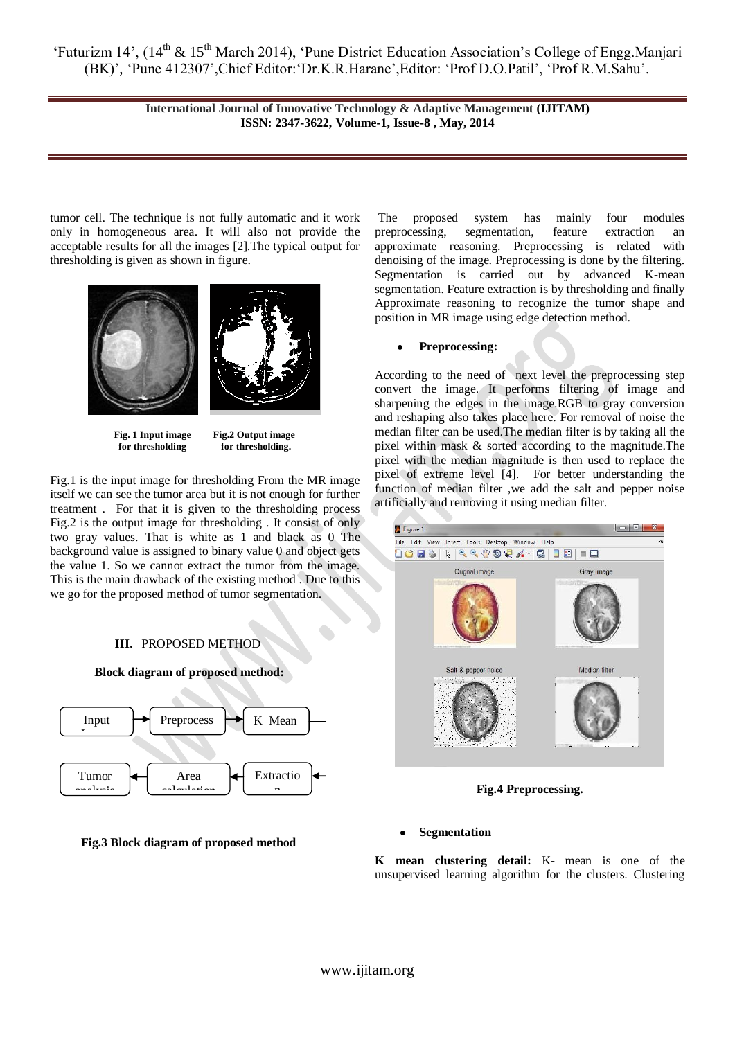tumor cell. The technique is not fully automatic and it work only in homogeneous area. It will also not provide the acceptable results for all the images [2].The typical output for thresholding is given as shown in figure.

**Fig. 1 Input image for thresholding** **Fig.2 Output image for thresholding.**

Fig.1 is the input image for thresholding From the MR image itself we can see the tumor area but it is not enough for further treatment . For that it is given to the thresholding process Fig.2 is the output image for thresholding . It consist of only two gray values. That is white as 1 and black as 0 The background value is assigned to binary value 0 and object gets the value 1. So we cannot extract the tumor from the image. This is the main drawback of the existing method . Due to this we go for the proposed method of tumor segmentation.

## III. PROPOSED METHOD

**Block diagram of proposed method:**

Input → Preprocess → K Mean → Extraction → Area calculation → Tumor analysis

**Fig.3 Block diagram of proposed method**

The proposed system has mainly four modules preprocessing, segmentation, feature extraction an approximate reasoning. Preprocessing is related with denoising of the image. Preprocessing is done by the filtering. Segmentation is carried out by advanced K-mean segmentation. Feature extraction is by thresholding and finally Approximate reasoning to recognize the tumor shape and position in MR image using edge detection method.

- **Preprocessing:**

According to the need of next level the preprocessing step convert the image. It performs filtering of image and sharpening the edges in the image.RGB to gray conversion and reshaping also takes place here. For removal of noise the median filter can be used.The median filter is by taking all the pixel within mask & sorted according to the magnitude.The pixel with the median magnitude is then used to replace the pixel of extreme level [4]. For better understanding the function of median filter ,we add the salt and pepper noise artificially and removing it using median filter.

**Fig.4 Preprocessing.**

- **Segmentation**

**K mean clustering detail:** K- mean is one of the unsupervised learning algorithm for the clusters. Clustering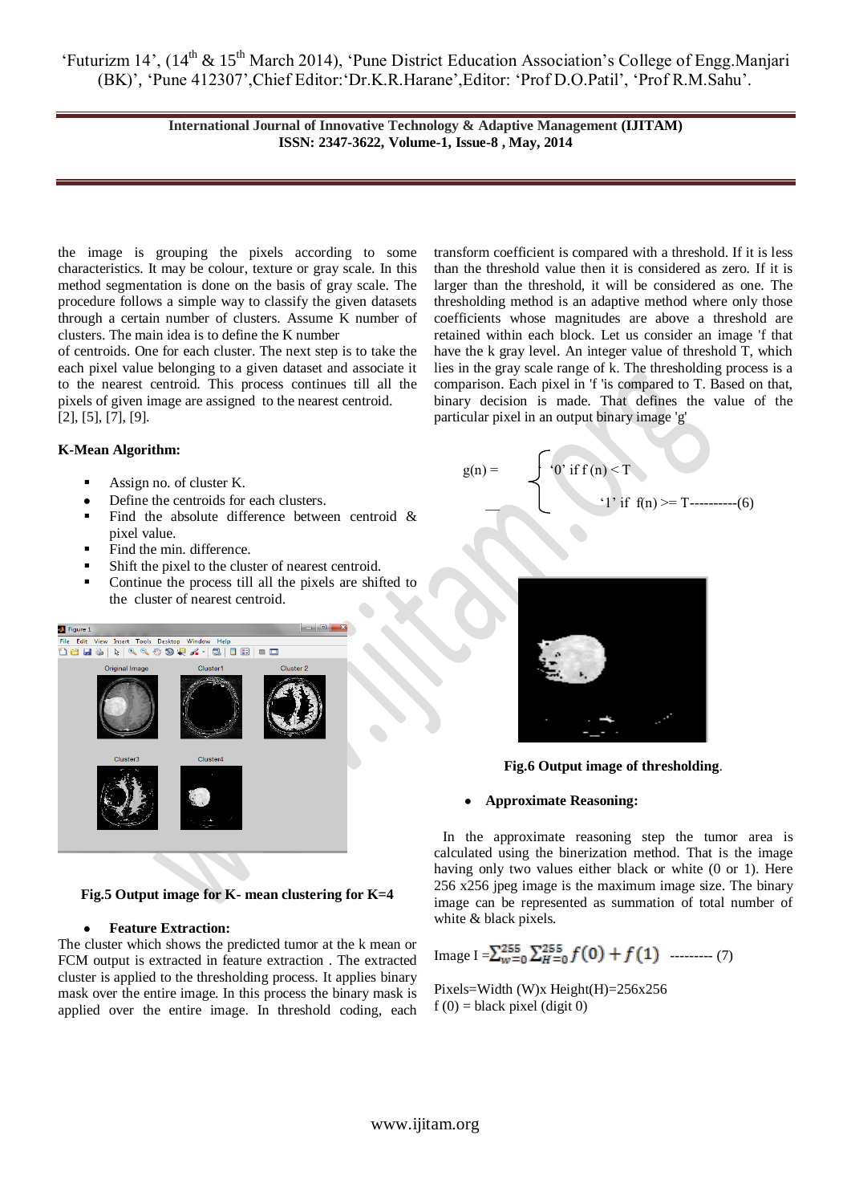the image is grouping the pixels according to some characteristics. It may be colour, texture or gray scale. In this method segmentation is done on the basis of gray scale. The procedure follows a simple way to classify the given datasets through a certain number of clusters. Assume K number of clusters. The main idea is to define the K number of centroids. One for each cluster. The next step is to take the each pixel value belonging to a given dataset and associate it to the nearest centroid. This process continues till all the pixels of given image are assigned to the nearest centroid. [2], [5], [7], [9].

**K-Mean Algorithm:**

- Assign no. of cluster K.
- Define the centroids for each clusters.
- Find the absolute difference between centroid & pixel value.
- Find the min. difference.
- Shift the pixel to the cluster of nearest centroid.
- Continue the process till all the pixels are shifted to the cluster of nearest centroid.

**Fig.5 Output image for K- mean clustering for K=4**

- **Feature Extraction:**

The cluster which shows the predicted tumor at the k mean or FCM output is extracted in feature extraction . The extracted cluster is applied to the thresholding process. It applies binary mask over the entire image. In this process the binary mask is applied over the entire image. In threshold coding, each transform coefficient is compared with a threshold. If it is less than the threshold value then it is considered as zero. If it is larger than the threshold, it will be considered as one. The thresholding method is an adaptive method where only those coefficients whose magnitudes are above a threshold are retained within each block. Let us consider an image 'f that have the k gray level. An integer value of threshold T, which lies in the gray scale range of k. The thresholding process is a comparison. Each pixel in 'f 'is compared to T. Based on that, binary decision is made. That defines the value of the particular pixel in an output binary image 'g'

$$g(n) = \begin{cases} '0' \text{ if } f(n) < T \\ '1' \text{ if } f(n) >= T \end{cases} \quad \text{----------(6)}$$

**Fig.6 Output image of thresholding**.

- **Approximate Reasoning:**

In the approximate reasoning step the tumor area is calculated using the binerization method. That is the image having only two values either black or white (0 or 1). Here 256 x256 jpeg image is the maximum image size. The binary image can be represented as summation of total number of white & black pixels.

$$\text{Image I} = \sum_{w=0}^{255} \sum_{H=0}^{255} f(0) + f(1) \quad \text{--------- (7)}$$

Pixels=Width (W)x Height(H)=256x256

f (0) = black pixel (digit 0)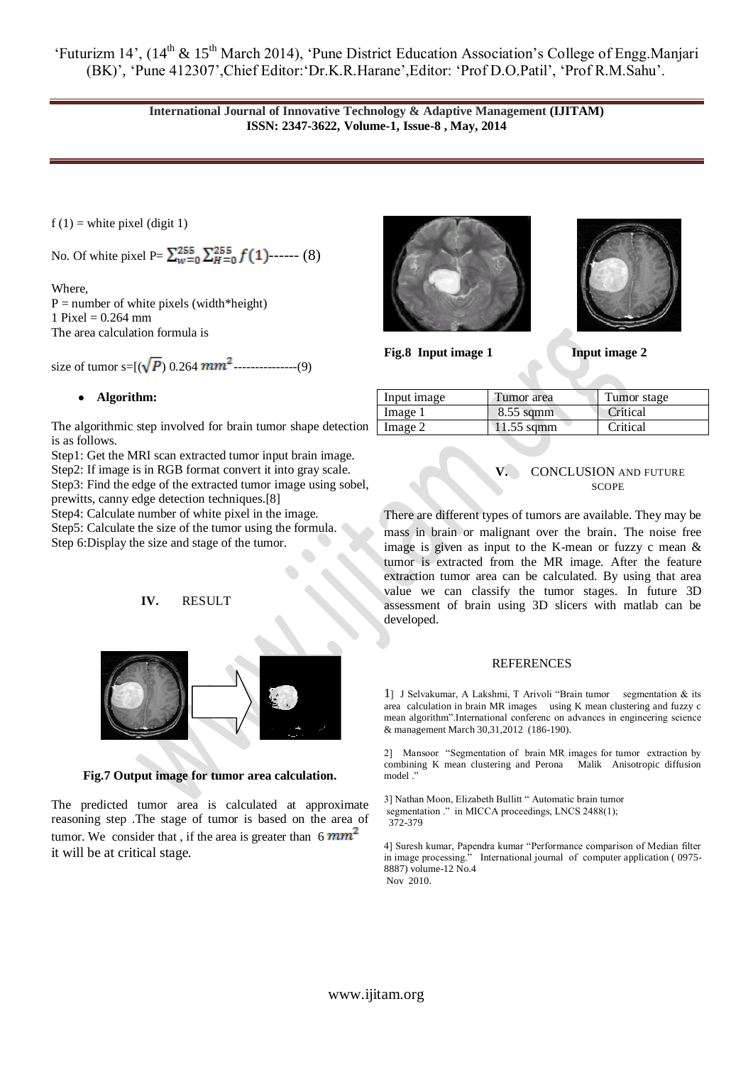f (1) = white pixel (digit 1)

No. Of white pixel P= $\sum_{w=0}^{255}\sum_{H=0}^{255} f(1)$------ (8)

Where,
P = number of white pixels (width*height)
1 Pixel = 0.264 mm
The area calculation formula is

size of tumor s=[($\sqrt{P}$) 0.264 $mm^2$---------------(9)

- **Algorithm:**

The algorithmic step involved for brain tumor shape detection is as follows.

Step1: Get the MRI scan extracted tumor input brain image.
Step2: If image is in RGB format convert it into gray scale.
Step3: Find the edge of the extracted tumor image using sobel, prewitts, canny edge detection techniques.[8]
Step4: Calculate number of white pixel in the image.
Step5: Calculate the size of the tumor using the formula.
Step 6:Display the size and stage of the tumor.

## IV. RESULT

**Fig.7 Output image for tumor area calculation.**

The predicted tumor area is calculated at approximate reasoning step .The stage of tumor is based on the area of tumor. We consider that , if the area is greater than 6 $mm^2$ it will be at critical stage.

**Fig.8 Input image 1** **Input image 2**

| Input image | Tumor area | Tumor stage |
|---|---|---|
| Image 1 | 8.55 sqmm | Critical |
| Image 2 | 11.55 sqmm | Critical |

## V. CONCLUSION AND FUTURE SCOPE

There are different types of tumors are available. They may be mass in brain or malignant over the brain. The noise free image is given as input to the K-mean or fuzzy c mean & tumor is extracted from the MR image. After the feature extraction tumor area can be calculated. By using that area value we can classify the tumor stages. In future 3D assessment of brain using 3D slicers with matlab can be developed.

## REFERENCES

1] J Selvakumar, A Lakshmi, T Arivoli "Brain tumor segmentation & its area calculation in brain MR images using K mean clustering and fuzzy c mean algorithm".International conferenc on advances in engineering science & management March 30,31,2012 (186-190).

2] Mansoor "Segmentation of brain MR images for tumor extraction by combining K mean clustering and Perona Malik Anisotropic diffusion model ."

3] Nathan Moon, Elizabeth Bullitt " Automatic brain tumor segmentation ." in MICCA proceedings, LNCS 2488(1); 372-379

4] Suresh kumar, Papendra kumar "Performance comparison of Median filter in image processing." International journal of computer application ( 0975-8887) volume-12 No.4 Nov 2010.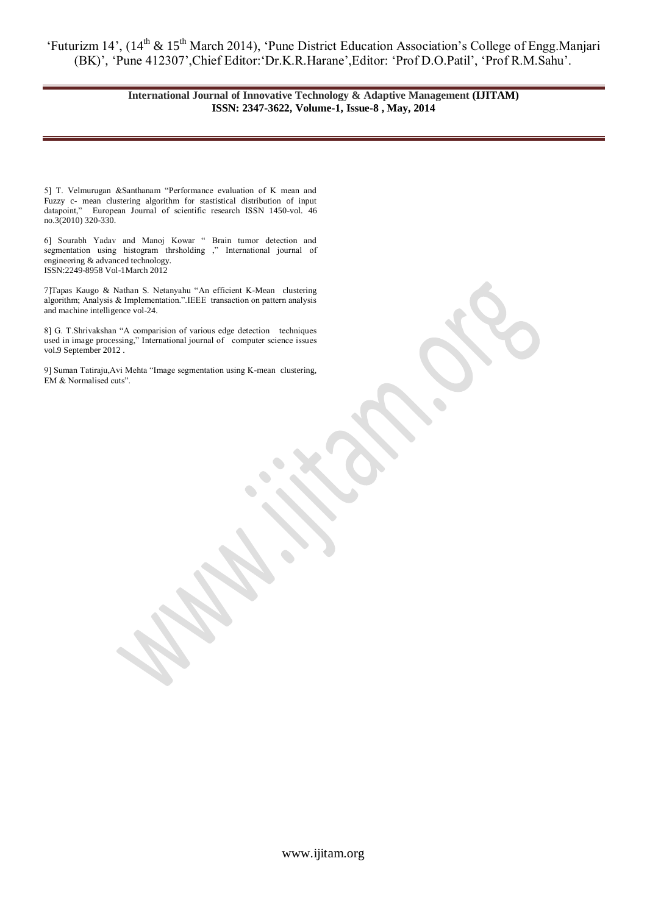5] T. Velmurugan &Santhanam "Performance evaluation of K mean and Fuzzy c- mean clustering algorithm for stastistical distribution of input datapoint," European Journal of scientific research ISSN 1450-vol. 46 no.3(2010) 320-330.

6] Sourabh Yadav and Manoj Kowar " Brain tumor detection and segmentation using histogram thrsholding ," International journal of engineering & advanced technology. ISSN:2249-8958 Vol-1March 2012

7]Tapas Kaugo & Nathan S. Netanyahu "An efficient K-Mean clustering algorithm; Analysis & Implementation.".IEEE transaction on pattern analysis and machine intelligence vol-24.

8] G. T.Shrivakshan "A comparision of various edge detection techniques used in image processing," International journal of computer science issues vol.9 September 2012 .

9] Suman Tatiraju,Avi Mehta "Image segmentation using K-mean clustering, EM & Normalised cuts".